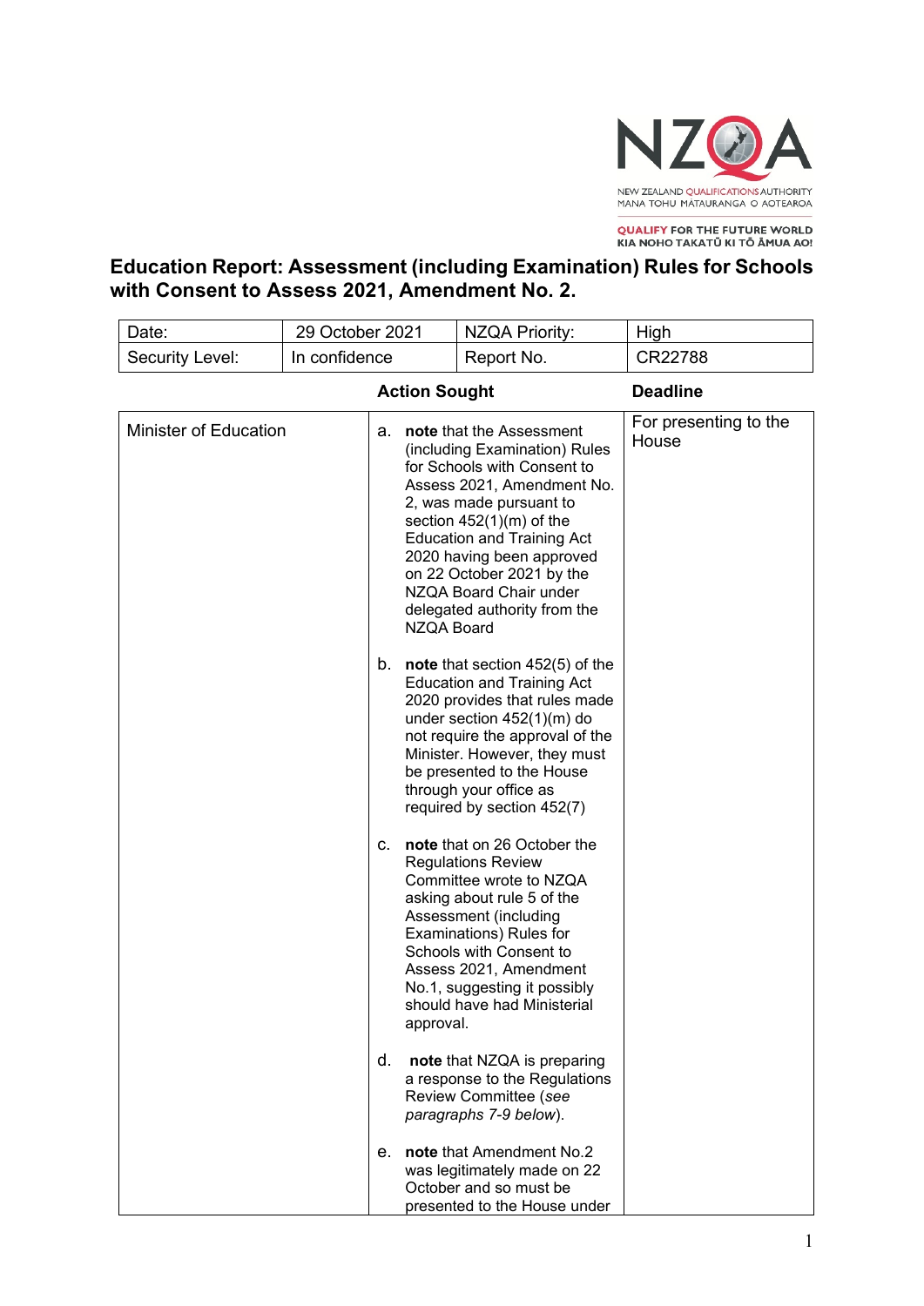NZQA

NEW ZEALAND QUALIFICATIONS AUTHORITY
MANA TOHU MATAURANGA O AOTEAROA

QUALIFY FOR THE FUTURE WORLD
KIA NOHO TAKATŪ KI TŌ ĀMUA AO!

# Education Report: Assessment (including Examination) Rules for Schools with Consent to Assess 2021, Amendment No. 2.

| Date: | 29 October 2021 | NZQA Priority: | High |
|---|---|---|---|
| Security Level: | In confidence | Report No. | CR22788 |

| | Action Sought | Deadline |
|---|---|---|
| Minister of Education | a. **note** that the Assessment (including Examination) Rules for Schools with Consent to Assess 2021, Amendment No. 2, was made pursuant to section 452(1)(m) of the Education and Training Act 2020 having been approved on 22 October 2021 by the NZQA Board Chair under delegated authority from the NZQA Board<br><br>b. **note** that section 452(5) of the Education and Training Act 2020 provides that rules made under section 452(1)(m) do not require the approval of the Minister. However, they must be presented to the House through your office as required by section 452(7)<br><br>c. **note** that on 26 October the Regulations Review Committee wrote to NZQA asking about rule 5 of the Assessment (including Examinations) Rules for Schools with Consent to Assess 2021, Amendment No.1, suggesting it possibly should have had Ministerial approval.<br><br>d. **note** that NZQA is preparing a response to the Regulations Review Committee (*see paragraphs 7-9 below*).<br><br>e. **note** that Amendment No.2 was legitimately made on 22 October and so must be presented to the House under | For presenting to the House |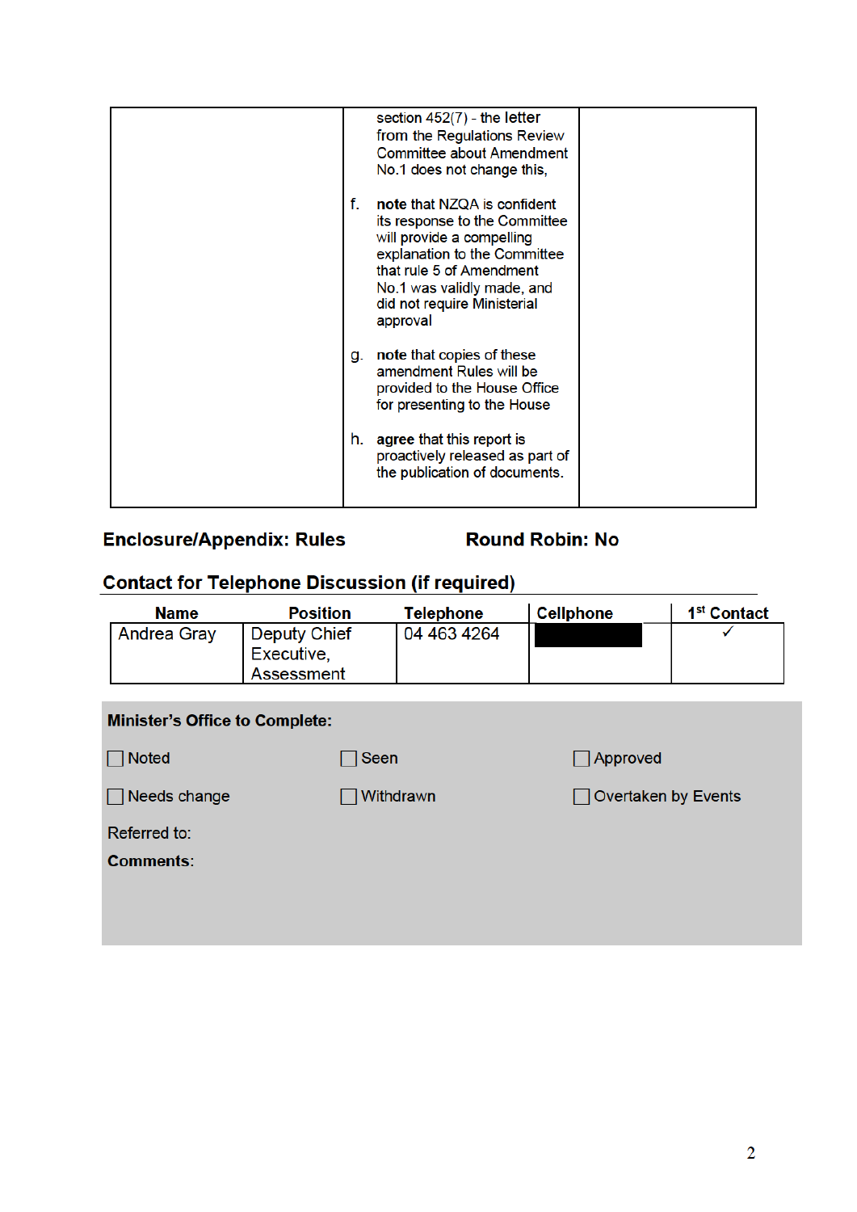| | | |
|---|---|---|
| | section 452(7) - the letter from the Regulations Review Committee about Amendment No.1 does not change this,<br><br>f. **note** that NZQA is confident its response to the Committee will provide a compelling explanation to the Committee that rule 5 of Amendment No.1 was validly made, and did not require Ministerial approval<br><br>g. **note** that copies of these amendment Rules will be provided to the House Office for presenting to the House<br><br>h. **agree** that this report is proactively released as part of the publication of documents. | |

**Enclosure/Appendix: Rules** **Round Robin: No**

## Contact for Telephone Discussion (if required)

| Name | Position | Telephone | Cellphone | 1st Contact |
|---|---|---|---|---|
| Andrea Gray | Deputy Chief Executive, Assessment | 04 463 4264 | [redacted] | ✓ |

**Minister's Office to Complete:**

☐ Noted ☐ Seen ☐ Approved

☐ Needs change ☐ Withdrawn ☐ Overtaken by Events

Referred to:

**Comments:**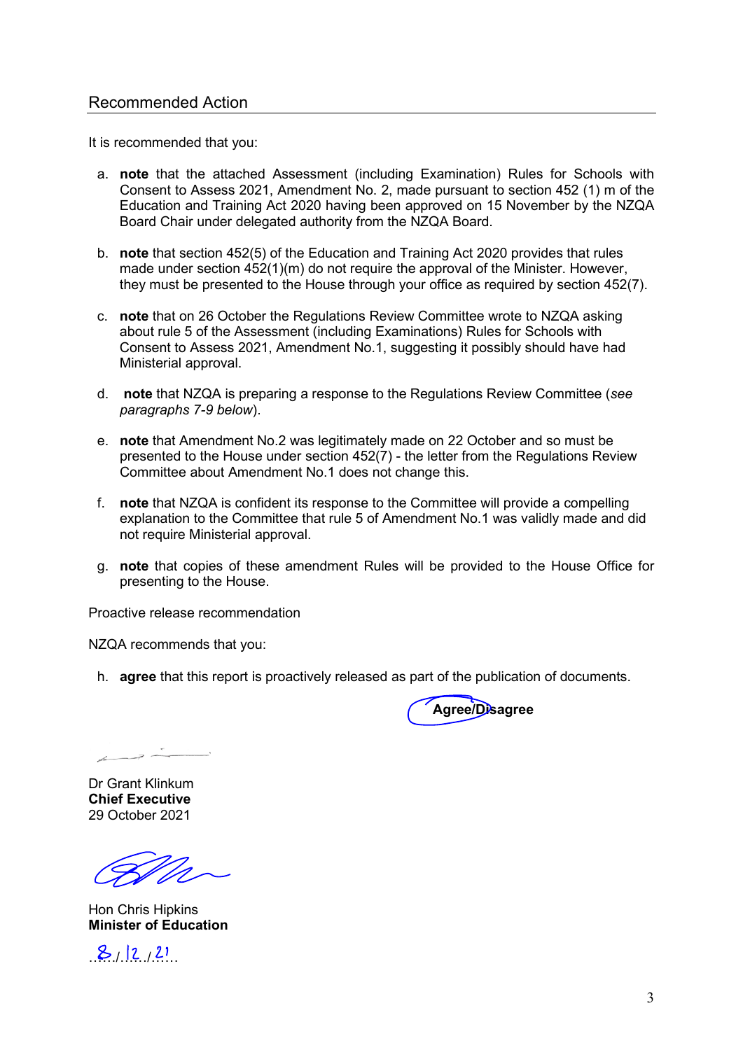## Recommended Action

It is recommended that you:

a. **note** that the attached Assessment (including Examination) Rules for Schools with Consent to Assess 2021, Amendment No. 2, made pursuant to section 452 (1) m of the Education and Training Act 2020 having been approved on 15 November by the NZQA Board Chair under delegated authority from the NZQA Board.

b. **note** that section 452(5) of the Education and Training Act 2020 provides that rules made under section 452(1)(m) do not require the approval of the Minister. However, they must be presented to the House through your office as required by section 452(7).

c. **note** that on 26 October the Regulations Review Committee wrote to NZQA asking about rule 5 of the Assessment (including Examinations) Rules for Schools with Consent to Assess 2021, Amendment No.1, suggesting it possibly should have had Ministerial approval.

d. **note** that NZQA is preparing a response to the Regulations Review Committee (*see paragraphs 7-9 below*).

e. **note** that Amendment No.2 was legitimately made on 22 October and so must be presented to the House under section 452(7) - the letter from the Regulations Review Committee about Amendment No.1 does not change this.

f. **note** that NZQA is confident its response to the Committee will provide a compelling explanation to the Committee that rule 5 of Amendment No.1 was validly made and did not require Ministerial approval.

g. **note** that copies of these amendment Rules will be provided to the House Office for presenting to the House.

Proactive release recommendation

NZQA recommends that you:

h. **agree** that this report is proactively released as part of the publication of documents.

**Agree/Disagree** (Agree circled)

Dr Grant Klinkum
**Chief Executive**
29 October 2021

Hon Chris Hipkins
**Minister of Education**

8/12/21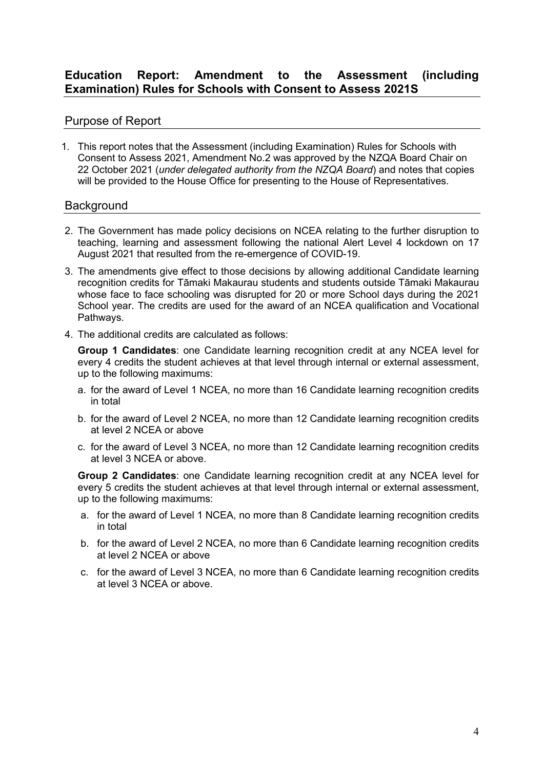## Education Report: Amendment to the Assessment (including Examination) Rules for Schools with Consent to Assess 2021S

### Purpose of Report

1. This report notes that the Assessment (including Examination) Rules for Schools with Consent to Assess 2021, Amendment No.2 was approved by the NZQA Board Chair on 22 October 2021 (*under delegated authority from the NZQA Board*) and notes that copies will be provided to the House Office for presenting to the House of Representatives.

### Background

2. The Government has made policy decisions on NCEA relating to the further disruption to teaching, learning and assessment following the national Alert Level 4 lockdown on 17 August 2021 that resulted from the re-emergence of COVID-19.

3. The amendments give effect to those decisions by allowing additional Candidate learning recognition credits for Tāmaki Makaurau students and students outside Tāmaki Makaurau whose face to face schooling was disrupted for 20 or more School days during the 2021 School year. The credits are used for the award of an NCEA qualification and Vocational Pathways.

4. The additional credits are calculated as follows:

   **Group 1 Candidates**: one Candidate learning recognition credit at any NCEA level for every 4 credits the student achieves at that level through internal or external assessment, up to the following maximums:

   a. for the award of Level 1 NCEA, no more than 16 Candidate learning recognition credits in total

   b. for the award of Level 2 NCEA, no more than 12 Candidate learning recognition credits at level 2 NCEA or above

   c. for the award of Level 3 NCEA, no more than 12 Candidate learning recognition credits at level 3 NCEA or above.

   **Group 2 Candidates**: one Candidate learning recognition credit at any NCEA level for every 5 credits the student achieves at that level through internal or external assessment, up to the following maximums:

   a. for the award of Level 1 NCEA, no more than 8 Candidate learning recognition credits in total

   b. for the award of Level 2 NCEA, no more than 6 Candidate learning recognition credits at level 2 NCEA or above

   c. for the award of Level 3 NCEA, no more than 6 Candidate learning recognition credits at level 3 NCEA or above.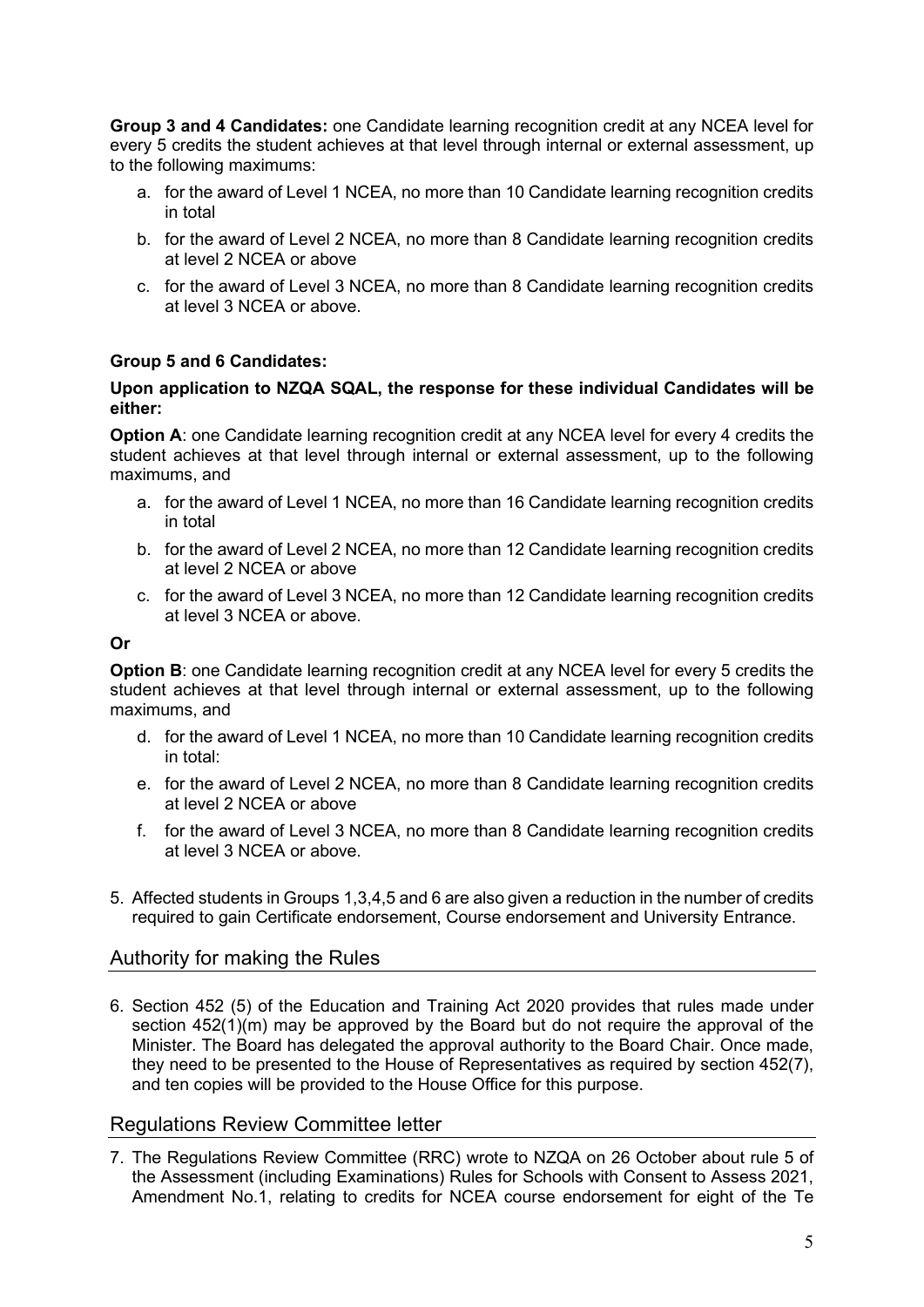**Group 3 and 4 Candidates:** one Candidate learning recognition credit at any NCEA level for every 5 credits the student achieves at that level through internal or external assessment, up to the following maximums:

a. for the award of Level 1 NCEA, no more than 10 Candidate learning recognition credits in total
b. for the award of Level 2 NCEA, no more than 8 Candidate learning recognition credits at level 2 NCEA or above
c. for the award of Level 3 NCEA, no more than 8 Candidate learning recognition credits at level 3 NCEA or above.

**Group 5 and 6 Candidates:**

**Upon application to NZQA SQAL, the response for these individual Candidates will be either:**

**Option A**: one Candidate learning recognition credit at any NCEA level for every 4 credits the student achieves at that level through internal or external assessment, up to the following maximums, and

a. for the award of Level 1 NCEA, no more than 16 Candidate learning recognition credits in total
b. for the award of Level 2 NCEA, no more than 12 Candidate learning recognition credits at level 2 NCEA or above
c. for the award of Level 3 NCEA, no more than 12 Candidate learning recognition credits at level 3 NCEA or above.

**Or**

**Option B**: one Candidate learning recognition credit at any NCEA level for every 5 credits the student achieves at that level through internal or external assessment, up to the following maximums, and

d. for the award of Level 1 NCEA, no more than 10 Candidate learning recognition credits in total:
e. for the award of Level 2 NCEA, no more than 8 Candidate learning recognition credits at level 2 NCEA or above
f. for the award of Level 3 NCEA, no more than 8 Candidate learning recognition credits at level 3 NCEA or above.

5. Affected students in Groups 1,3,4,5 and 6 are also given a reduction in the number of credits required to gain Certificate endorsement, Course endorsement and University Entrance.

## Authority for making the Rules

6. Section 452 (5) of the Education and Training Act 2020 provides that rules made under section 452(1)(m) may be approved by the Board but do not require the approval of the Minister. The Board has delegated the approval authority to the Board Chair. Once made, they need to be presented to the House of Representatives as required by section 452(7), and ten copies will be provided to the House Office for this purpose.

## Regulations Review Committee letter

7. The Regulations Review Committee (RRC) wrote to NZQA on 26 October about rule 5 of the Assessment (including Examinations) Rules for Schools with Consent to Assess 2021, Amendment No.1, relating to credits for NCEA course endorsement for eight of the Te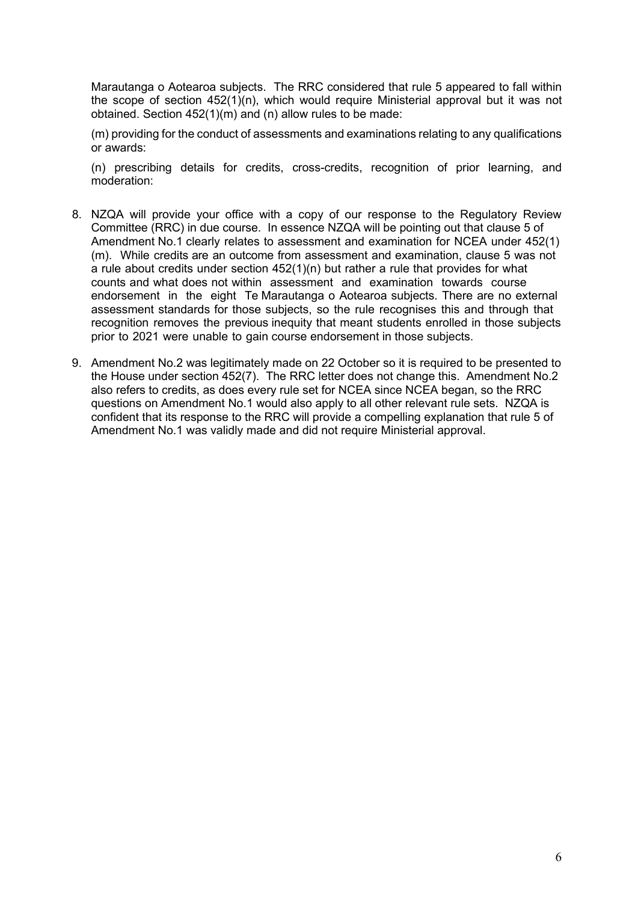Marautanga o Aotearoa subjects. The RRC considered that rule 5 appeared to fall within the scope of section 452(1)(n), which would require Ministerial approval but it was not obtained. Section 452(1)(m) and (n) allow rules to be made:

(m) providing for the conduct of assessments and examinations relating to any qualifications or awards:

(n) prescribing details for credits, cross-credits, recognition of prior learning, and moderation:

8. NZQA will provide your office with a copy of our response to the Regulatory Review Committee (RRC) in due course. In essence NZQA will be pointing out that clause 5 of Amendment No.1 clearly relates to assessment and examination for NCEA under 452(1)(m). While credits are an outcome from assessment and examination, clause 5 was not a rule about credits under section 452(1)(n) but rather a rule that provides for what counts and what does not within assessment and examination towards course endorsement in the eight Te Marautanga o Aotearoa subjects. There are no external assessment standards for those subjects, so the rule recognises this and through that recognition removes the previous inequity that meant students enrolled in those subjects prior to 2021 were unable to gain course endorsement in those subjects.

9. Amendment No.2 was legitimately made on 22 October so it is required to be presented to the House under section 452(7). The RRC letter does not change this. Amendment No.2 also refers to credits, as does every rule set for NCEA since NCEA began, so the RRC questions on Amendment No.1 would also apply to all other relevant rule sets. NZQA is confident that its response to the RRC will provide a compelling explanation that rule 5 of Amendment No.1 was validly made and did not require Ministerial approval.